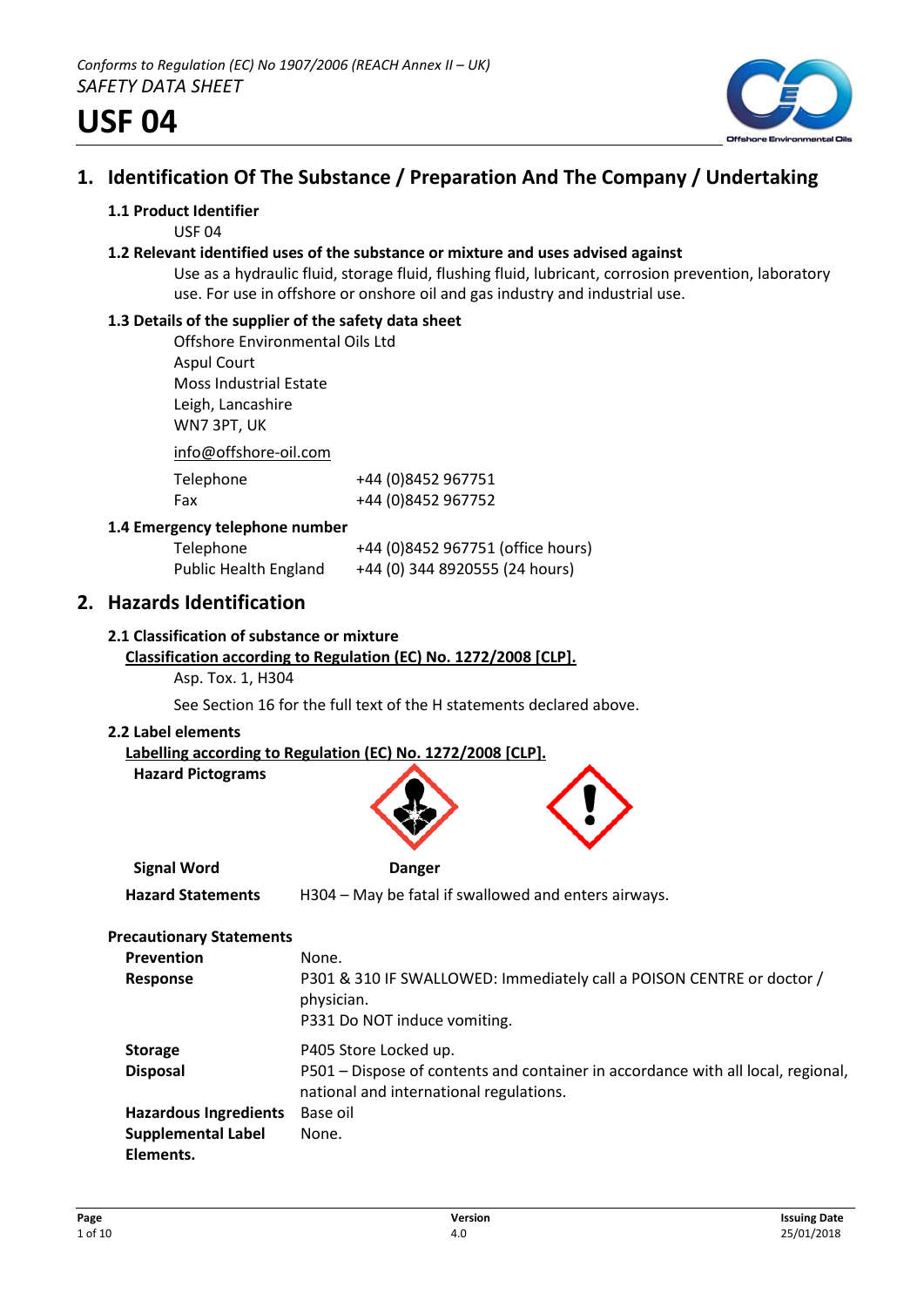*Conforms to Regulation (EC) No 1907/2006 (REACH Annex II – UK)*
*SAFETY DATA SHEET*

# USF 04

## 1. Identification Of The Substance / Preparation And The Company / Undertaking

### 1.1 Product Identifier

USF 04

### 1.2 Relevant identified uses of the substance or mixture and uses advised against

Use as a hydraulic fluid, storage fluid, flushing fluid, lubricant, corrosion prevention, laboratory use. For use in offshore or onshore oil and gas industry and industrial use.

### 1.3 Details of the supplier of the safety data sheet

Offshore Environmental Oils Ltd
Aspul Court
Moss Industrial Estate
Leigh, Lancashire
WN7 3PT, UK

info@offshore-oil.com

| | |
|---|---|
| Telephone | +44 (0)8452 967751 |
| Fax | +44 (0)8452 967752 |

### 1.4 Emergency telephone number

| | |
|---|---|
| Telephone | +44 (0)8452 967751 (office hours) |
| Public Health England | +44 (0) 344 8920555 (24 hours) |

## 2. Hazards Identification

### 2.1 Classification of substance or mixture

**Classification according to Regulation (EC) No. 1272/2008 [CLP].**

Asp. Tox. 1, H304

See Section 16 for the full text of the H statements declared above.

### 2.2 Label elements

**Labelling according to Regulation (EC) No. 1272/2008 [CLP].**

**Hazard Pictograms**

**Signal Word** Danger

**Hazard Statements** H304 – May be fatal if swallowed and enters airways.

**Precautionary Statements**

| | |
|---|---|
| **Prevention** | None. |
| **Response** | P301 & 310 IF SWALLOWED: Immediately call a POISON CENTRE or doctor / physician.<br>P331 Do NOT induce vomiting. |
| **Storage** | P405 Store Locked up. |
| **Disposal** | P501 – Dispose of contents and container in accordance with all local, regional, national and international regulations. |
| **Hazardous Ingredients** | Base oil |
| **Supplemental Label Elements.** | None. |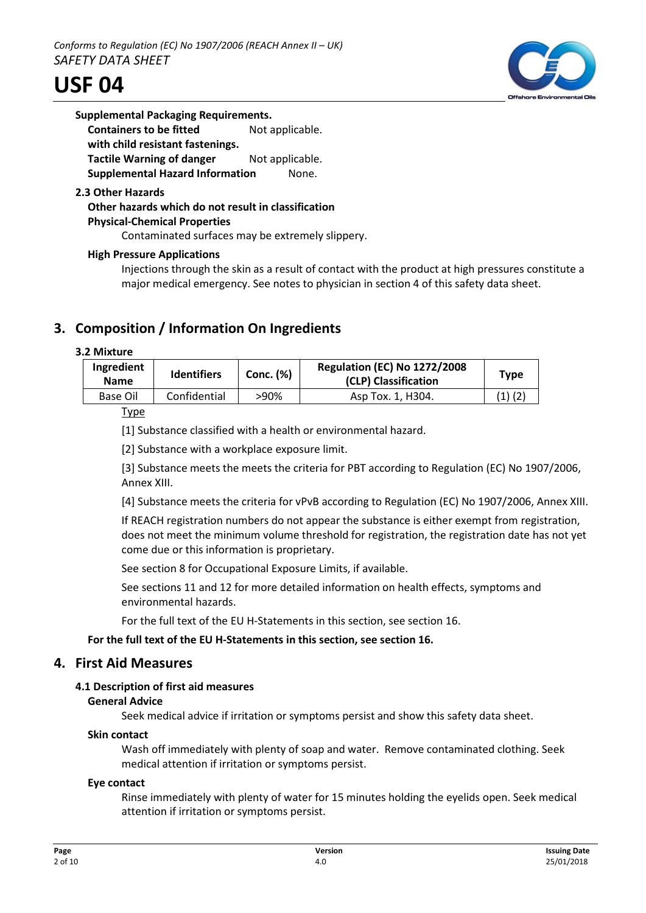**Supplemental Packaging Requirements.**

**Containers to be fitted with child resistant fastenings.** Not applicable.

**Tactile Warning of danger** Not applicable.

**Supplemental Hazard Information** None.

**2.3 Other Hazards**

**Other hazards which do not result in classification**

**Physical-Chemical Properties**

Contaminated surfaces may be extremely slippery.

**High Pressure Applications**

Injections through the skin as a result of contact with the product at high pressures constitute a major medical emergency. See notes to physician in section 4 of this safety data sheet.

## 3. Composition / Information On Ingredients

**3.2 Mixture**

| Ingredient Name | Identifiers | Conc. (%) | Regulation (EC) No 1272/2008 (CLP) Classification | Type |
|---|---|---|---|---|
| Base Oil | Confidential | >90% | Asp Tox. 1, H304. | (1) (2) |

Type

[1] Substance classified with a health or environmental hazard.

[2] Substance with a workplace exposure limit.

[3] Substance meets the meets the criteria for PBT according to Regulation (EC) No 1907/2006, Annex XIII.

[4] Substance meets the criteria for vPvB according to Regulation (EC) No 1907/2006, Annex XIII.

If REACH registration numbers do not appear the substance is either exempt from registration, does not meet the minimum volume threshold for registration, the registration date has not yet come due or this information is proprietary.

See section 8 for Occupational Exposure Limits, if available.

See sections 11 and 12 for more detailed information on health effects, symptoms and environmental hazards.

For the full text of the EU H-Statements in this section, see section 16.

**For the full text of the EU H-Statements in this section, see section 16.**

## 4. First Aid Measures

**4.1 Description of first aid measures**

**General Advice**

Seek medical advice if irritation or symptoms persist and show this safety data sheet.

**Skin contact**

Wash off immediately with plenty of soap and water. Remove contaminated clothing. Seek medical attention if irritation or symptoms persist.

**Eye contact**

Rinse immediately with plenty of water for 15 minutes holding the eyelids open. Seek medical attention if irritation or symptoms persist.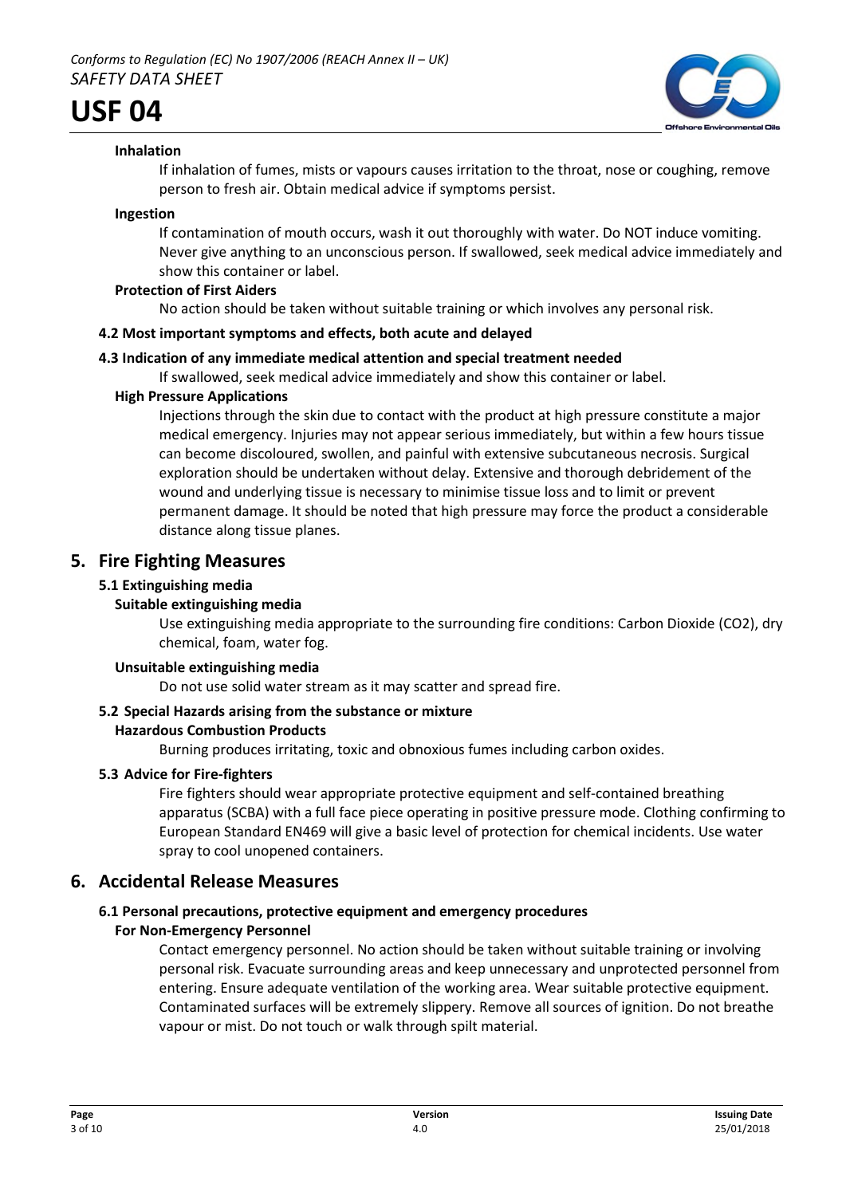#### Inhalation

If inhalation of fumes, mists or vapours causes irritation to the throat, nose or coughing, remove person to fresh air. Obtain medical advice if symptoms persist.

#### Ingestion

If contamination of mouth occurs, wash it out thoroughly with water. Do NOT induce vomiting. Never give anything to an unconscious person. If swallowed, seek medical advice immediately and show this container or label.

#### Protection of First Aiders

No action should be taken without suitable training or which involves any personal risk.

### 4.2 Most important symptoms and effects, both acute and delayed

### 4.3 Indication of any immediate medical attention and special treatment needed

If swallowed, seek medical advice immediately and show this container or label.

#### High Pressure Applications

Injections through the skin due to contact with the product at high pressure constitute a major medical emergency. Injuries may not appear serious immediately, but within a few hours tissue can become discoloured, swollen, and painful with extensive subcutaneous necrosis. Surgical exploration should be undertaken without delay. Extensive and thorough debridement of the wound and underlying tissue is necessary to minimise tissue loss and to limit or prevent permanent damage. It should be noted that high pressure may force the product a considerable distance along tissue planes.

## 5. Fire Fighting Measures

### 5.1 Extinguishing media

#### Suitable extinguishing media

Use extinguishing media appropriate to the surrounding fire conditions: Carbon Dioxide ($CO_2$), dry chemical, foam, water fog.

#### Unsuitable extinguishing media

Do not use solid water stream as it may scatter and spread fire.

### 5.2 Special Hazards arising from the substance or mixture

#### Hazardous Combustion Products

Burning produces irritating, toxic and obnoxious fumes including carbon oxides.

### 5.3 Advice for Fire-fighters

Fire fighters should wear appropriate protective equipment and self-contained breathing apparatus (SCBA) with a full face piece operating in positive pressure mode. Clothing confirming to European Standard EN469 will give a basic level of protection for chemical incidents. Use water spray to cool unopened containers.

## 6. Accidental Release Measures

### 6.1 Personal precautions, protective equipment and emergency procedures

#### For Non-Emergency Personnel

Contact emergency personnel. No action should be taken without suitable training or involving personal risk. Evacuate surrounding areas and keep unnecessary and unprotected personnel from entering. Ensure adequate ventilation of the working area. Wear suitable protective equipment. Contaminated surfaces will be extremely slippery. Remove all sources of ignition. Do not breathe vapour or mist. Do not touch or walk through spilt material.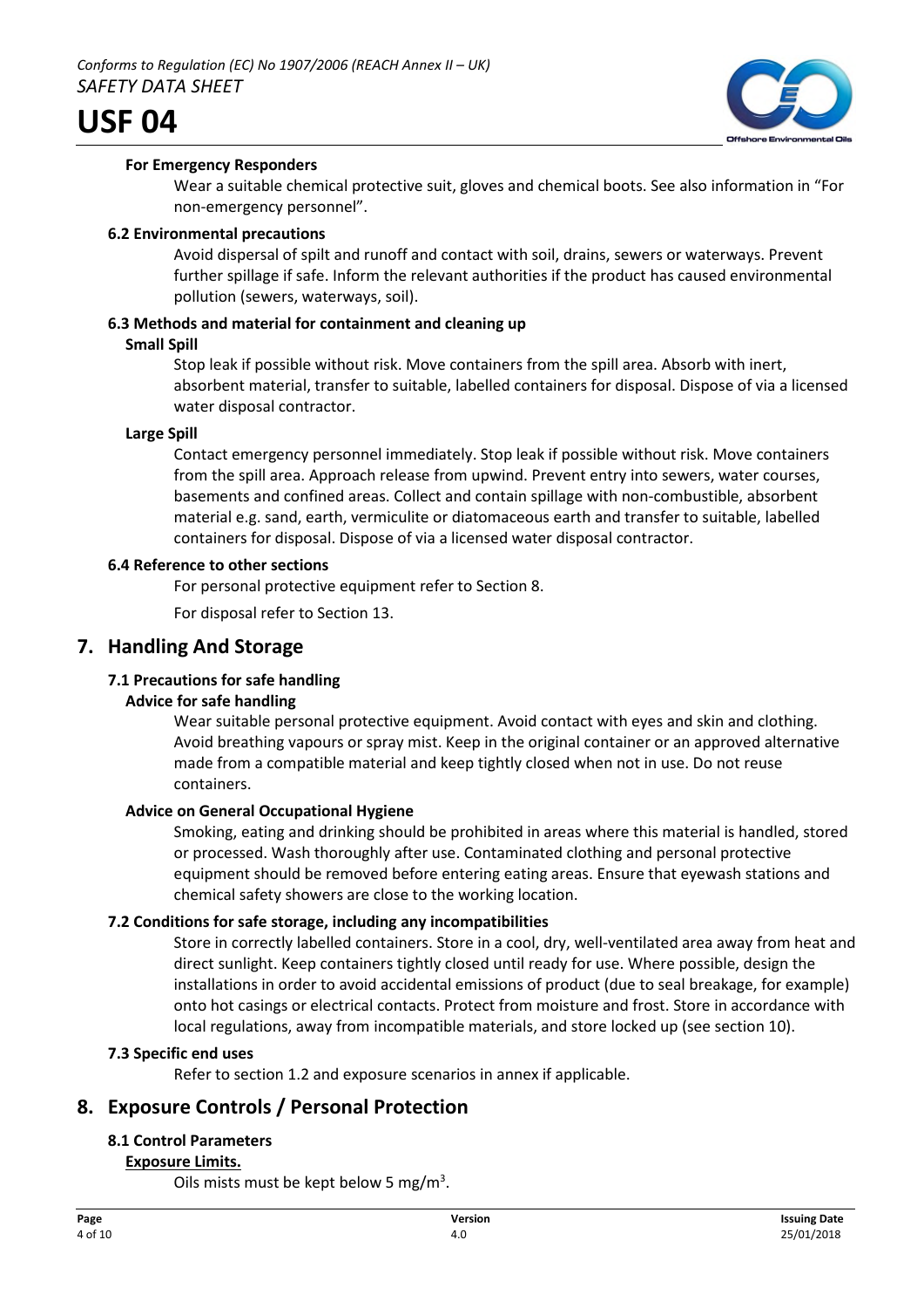**For Emergency Responders**

Wear a suitable chemical protective suit, gloves and chemical boots. See also information in "For non-emergency personnel".

**6.2 Environmental precautions**

Avoid dispersal of spilt and runoff and contact with soil, drains, sewers or waterways. Prevent further spillage if safe. Inform the relevant authorities if the product has caused environmental pollution (sewers, waterways, soil).

**6.3 Methods and material for containment and cleaning up**

**Small Spill**

Stop leak if possible without risk. Move containers from the spill area. Absorb with inert, absorbent material, transfer to suitable, labelled containers for disposal. Dispose of via a licensed water disposal contractor.

**Large Spill**

Contact emergency personnel immediately. Stop leak if possible without risk. Move containers from the spill area. Approach release from upwind. Prevent entry into sewers, water courses, basements and confined areas. Collect and contain spillage with non-combustible, absorbent material e.g. sand, earth, vermiculite or diatomaceous earth and transfer to suitable, labelled containers for disposal. Dispose of via a licensed water disposal contractor.

**6.4 Reference to other sections**

For personal protective equipment refer to Section 8.

For disposal refer to Section 13.

## 7. Handling And Storage

**7.1 Precautions for safe handling**

**Advice for safe handling**

Wear suitable personal protective equipment. Avoid contact with eyes and skin and clothing. Avoid breathing vapours or spray mist. Keep in the original container or an approved alternative made from a compatible material and keep tightly closed when not in use. Do not reuse containers.

**Advice on General Occupational Hygiene**

Smoking, eating and drinking should be prohibited in areas where this material is handled, stored or processed. Wash thoroughly after use. Contaminated clothing and personal protective equipment should be removed before entering eating areas. Ensure that eyewash stations and chemical safety showers are close to the working location.

**7.2 Conditions for safe storage, including any incompatibilities**

Store in correctly labelled containers. Store in a cool, dry, well-ventilated area away from heat and direct sunlight. Keep containers tightly closed until ready for use. Where possible, design the installations in order to avoid accidental emissions of product (due to seal breakage, for example) onto hot casings or electrical contacts. Protect from moisture and frost. Store in accordance with local regulations, away from incompatible materials, and store locked up (see section 10).

**7.3 Specific end uses**

Refer to section 1.2 and exposure scenarios in annex if applicable.

## 8. Exposure Controls / Personal Protection

**8.1 Control Parameters**

**Exposure Limits.**

Oils mists must be kept below 5 $mg/m^3$.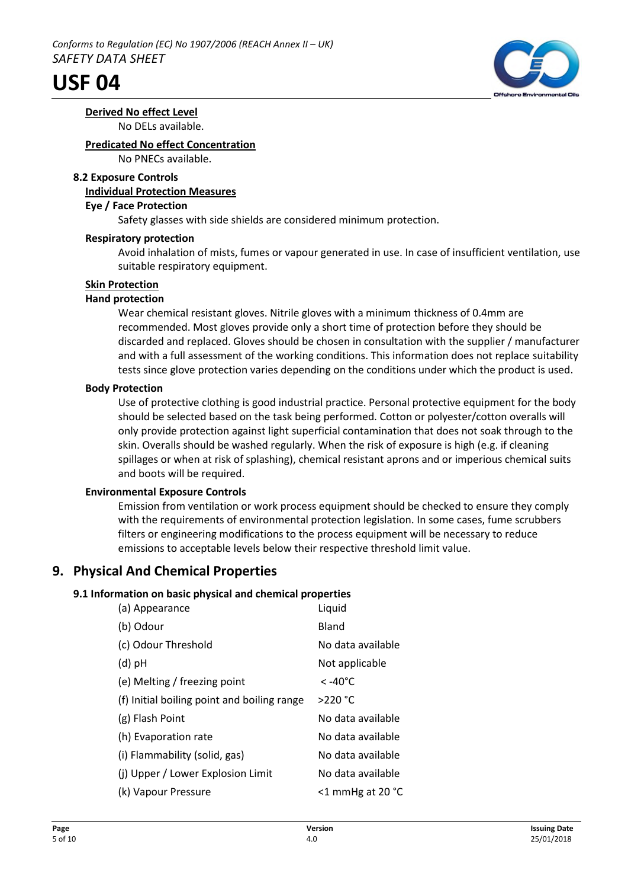**Derived No effect Level**

No DELs available.

**Predicated No effect Concentration**

No PNECs available.

### 8.2 Exposure Controls

**Individual Protection Measures**

**Eye / Face Protection**

Safety glasses with side shields are considered minimum protection.

**Respiratory protection**

Avoid inhalation of mists, fumes or vapour generated in use. In case of insufficient ventilation, use suitable respiratory equipment.

**Skin Protection**

**Hand protection**

Wear chemical resistant gloves. Nitrile gloves with a minimum thickness of 0.4mm are recommended. Most gloves provide only a short time of protection before they should be discarded and replaced. Gloves should be chosen in consultation with the supplier / manufacturer and with a full assessment of the working conditions. This information does not replace suitability tests since glove protection varies depending on the conditions under which the product is used.

**Body Protection**

Use of protective clothing is good industrial practice. Personal protective equipment for the body should be selected based on the task being performed. Cotton or polyester/cotton overalls will only provide protection against light superficial contamination that does not soak through to the skin. Overalls should be washed regularly. When the risk of exposure is high (e.g. if cleaning spillages or when at risk of splashing), chemical resistant aprons and or imperious chemical suits and boots will be required.

**Environmental Exposure Controls**

Emission from ventilation or work process equipment should be checked to ensure they comply with the requirements of environmental protection legislation. In some cases, fume scrubbers filters or engineering modifications to the process equipment will be necessary to reduce emissions to acceptable levels below their respective threshold limit value.

## 9. Physical And Chemical Properties

### 9.1 Information on basic physical and chemical properties

| | |
|---|---|
| (a) Appearance | Liquid |
| (b) Odour | Bland |
| (c) Odour Threshold | No data available |
| (d) pH | Not applicable |
| (e) Melting / freezing point | < -40°C |
| (f) Initial boiling point and boiling range | >220 °C |
| (g) Flash Point | No data available |
| (h) Evaporation rate | No data available |
| (i) Flammability (solid, gas) | No data available |
| (j) Upper / Lower Explosion Limit | No data available |
| (k) Vapour Pressure | <1 mmHg at 20 °C |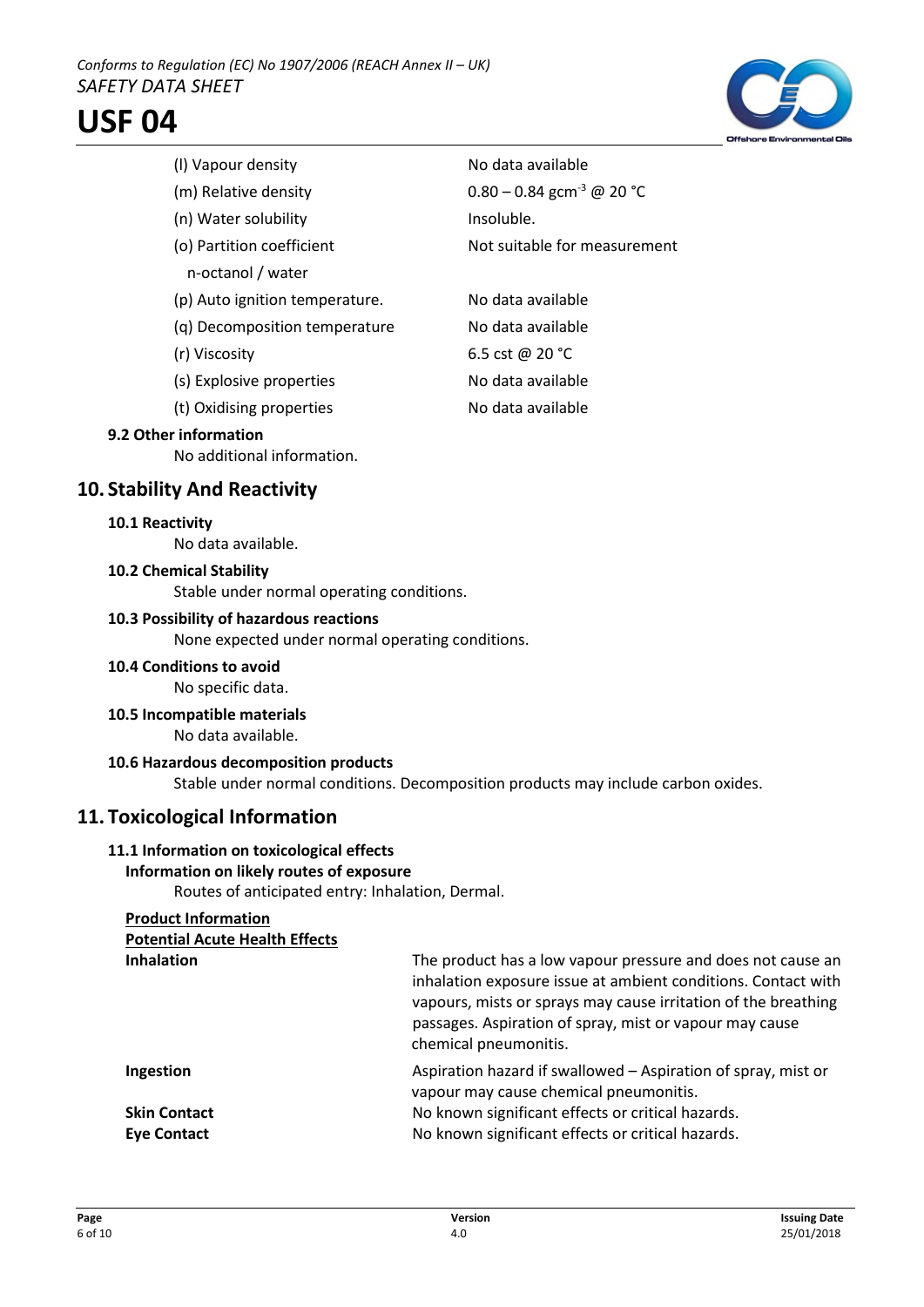| | |
|---|---|
| (l) Vapour density | No data available |
| (m) Relative density | 0.80 – 0.84 $gcm^{-3}$ @ 20 °C |
| (n) Water solubility | Insoluble. |
| (o) Partition coefficient n-octanol / water | Not suitable for measurement |
| (p) Auto ignition temperature. | No data available |
| (q) Decomposition temperature | No data available |
| (r) Viscosity | 6.5 cst @ 20 °C |
| (s) Explosive properties | No data available |
| (t) Oxidising properties | No data available |

### 9.2 Other information

No additional information.

## 10. Stability And Reactivity

### 10.1 Reactivity

No data available.

### 10.2 Chemical Stability

Stable under normal operating conditions.

### 10.3 Possibility of hazardous reactions

None expected under normal operating conditions.

### 10.4 Conditions to avoid

No specific data.

### 10.5 Incompatible materials

No data available.

### 10.6 Hazardous decomposition products

Stable under normal conditions. Decomposition products may include carbon oxides.

## 11. Toxicological Information

### 11.1 Information on toxicological effects

**Information on likely routes of exposure**

Routes of anticipated entry: Inhalation, Dermal.

**Product Information**

**Potential Acute Health Effects**

| | |
|---|---|
| **Inhalation** | The product has a low vapour pressure and does not cause an inhalation exposure issue at ambient conditions. Contact with vapours, mists or sprays may cause irritation of the breathing passages. Aspiration of spray, mist or vapour may cause chemical pneumonitis. |
| **Ingestion** | Aspiration hazard if swallowed – Aspiration of spray, mist or vapour may cause chemical pneumonitis. |
| **Skin Contact** | No known significant effects or critical hazards. |
| **Eye Contact** | No known significant effects or critical hazards. |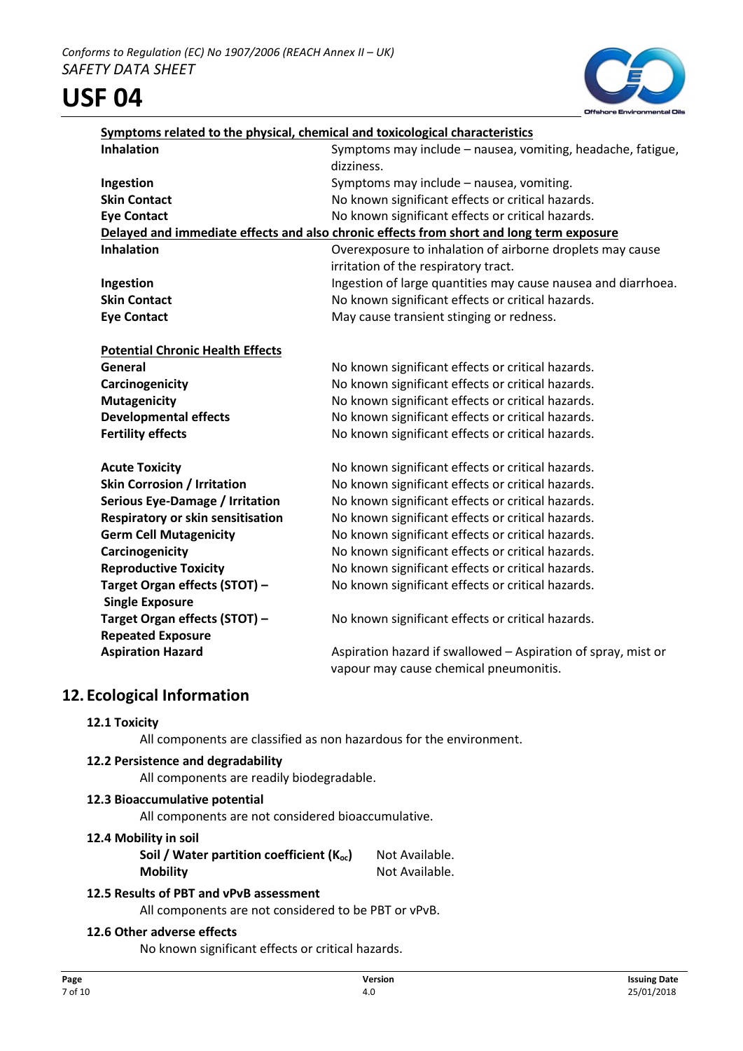**Symptoms related to the physical, chemical and toxicological characteristics**

| | |
|---|---|
| **Inhalation** | Symptoms may include – nausea, vomiting, headache, fatigue, dizziness. |
| **Ingestion** | Symptoms may include – nausea, vomiting. |
| **Skin Contact** | No known significant effects or critical hazards. |
| **Eye Contact** | No known significant effects or critical hazards. |

**Delayed and immediate effects and also chronic effects from short and long term exposure**

| | |
|---|---|
| **Inhalation** | Overexposure to inhalation of airborne droplets may cause irritation of the respiratory tract. |
| **Ingestion** | Ingestion of large quantities may cause nausea and diarrhoea. |
| **Skin Contact** | No known significant effects or critical hazards. |
| **Eye Contact** | May cause transient stinging or redness. |

**Potential Chronic Health Effects**

| | |
|---|---|
| **General** | No known significant effects or critical hazards. |
| **Carcinogenicity** | No known significant effects or critical hazards. |
| **Mutagenicity** | No known significant effects or critical hazards. |
| **Developmental effects** | No known significant effects or critical hazards. |
| **Fertility effects** | No known significant effects or critical hazards. |

| | |
|---|---|
| **Acute Toxicity** | No known significant effects or critical hazards. |
| **Skin Corrosion / Irritation** | No known significant effects or critical hazards. |
| **Serious Eye-Damage / Irritation** | No known significant effects or critical hazards. |
| **Respiratory or skin sensitisation** | No known significant effects or critical hazards. |
| **Germ Cell Mutagenicity** | No known significant effects or critical hazards. |
| **Carcinogenicity** | No known significant effects or critical hazards. |
| **Reproductive Toxicity** | No known significant effects or critical hazards. |
| **Target Organ effects (STOT) – Single Exposure** | No known significant effects or critical hazards. |
| **Target Organ effects (STOT) – Repeated Exposure** | No known significant effects or critical hazards. |
| **Aspiration Hazard** | Aspiration hazard if swallowed – Aspiration of spray, mist or vapour may cause chemical pneumonitis. |

## 12. Ecological Information

### 12.1 Toxicity

All components are classified as non hazardous for the environment.

### 12.2 Persistence and degradability

All components are readily biodegradable.

### 12.3 Bioaccumulative potential

All components are not considered bioaccumulative.

### 12.4 Mobility in soil

| | |
|---|---|
| **Soil / Water partition coefficient ($K_{oc}$)** | Not Available. |
| **Mobility** | Not Available. |

### 12.5 Results of PBT and vPvB assessment

All components are not considered to be PBT or vPvB.

### 12.6 Other adverse effects

No known significant effects or critical hazards.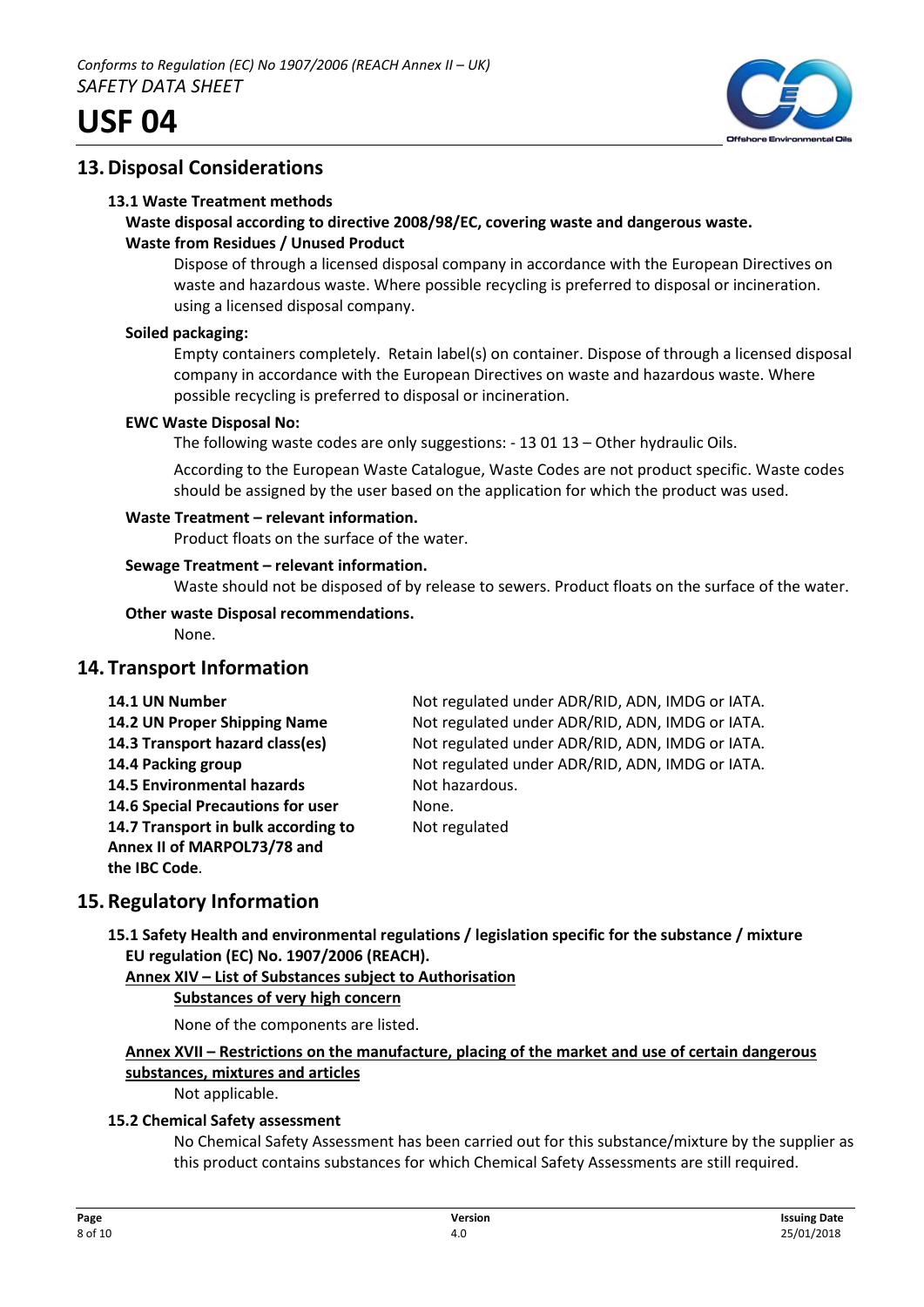## 13. Disposal Considerations

### 13.1 Waste Treatment methods

**Waste disposal according to directive 2008/98/EC, covering waste and dangerous waste.**

**Waste from Residues / Unused Product**

Dispose of through a licensed disposal company in accordance with the European Directives on waste and hazardous waste. Where possible recycling is preferred to disposal or incineration. using a licensed disposal company.

**Soiled packaging:**

Empty containers completely. Retain label(s) on container. Dispose of through a licensed disposal company in accordance with the European Directives on waste and hazardous waste. Where possible recycling is preferred to disposal or incineration.

**EWC Waste Disposal No:**

The following waste codes are only suggestions: - 13 01 13 – Other hydraulic Oils.

According to the European Waste Catalogue, Waste Codes are not product specific. Waste codes should be assigned by the user based on the application for which the product was used.

**Waste Treatment – relevant information.**

Product floats on the surface of the water.

**Sewage Treatment – relevant information.**

Waste should not be disposed of by release to sewers. Product floats on the surface of the water.

**Other waste Disposal recommendations.**

None.

## 14. Transport Information

| | |
|---|---|
| **14.1 UN Number** | Not regulated under ADR/RID, ADN, IMDG or IATA. |
| **14.2 UN Proper Shipping Name** | Not regulated under ADR/RID, ADN, IMDG or IATA. |
| **14.3 Transport hazard class(es)** | Not regulated under ADR/RID, ADN, IMDG or IATA. |
| **14.4 Packing group** | Not regulated under ADR/RID, ADN, IMDG or IATA. |
| **14.5 Environmental hazards** | Not hazardous. |
| **14.6 Special Precautions for user** | None. |
| **14.7 Transport in bulk according to Annex II of MARPOL73/78 and the IBC Code**. | Not regulated |

## 15. Regulatory Information

**15.1 Safety Health and environmental regulations / legislation specific for the substance / mixture EU regulation (EC) No. 1907/2006 (REACH).**

**Annex XIV – List of Substances subject to Authorisation**

**Substances of very high concern**

None of the components are listed.

**Annex XVII – Restrictions on the manufacture, placing of the market and use of certain dangerous substances, mixtures and articles**

Not applicable.

**15.2 Chemical Safety assessment**

No Chemical Safety Assessment has been carried out for this substance/mixture by the supplier as this product contains substances for which Chemical Safety Assessments are still required.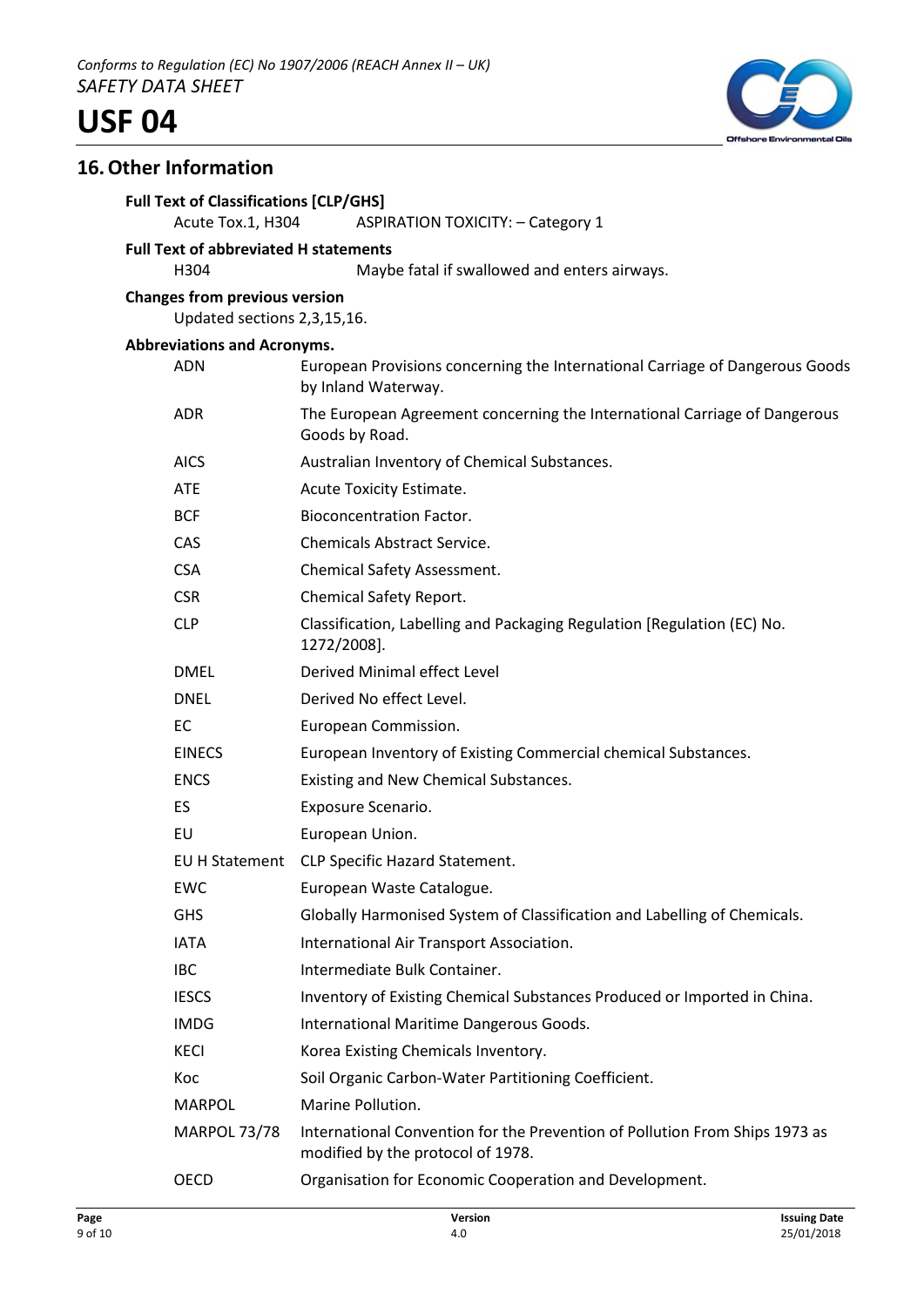## 16. Other Information

**Full Text of Classifications [CLP/GHS]**

Acute Tox.1, H304 — ASPIRATION TOXICITY: – Category 1

**Full Text of abbreviated H statements**

H304 — Maybe fatal if swallowed and enters airways.

**Changes from previous version**

Updated sections 2,3,15,16.

**Abbreviations and Acronyms.**

| | |
|---|---|
| ADN | European Provisions concerning the International Carriage of Dangerous Goods by Inland Waterway. |
| ADR | The European Agreement concerning the International Carriage of Dangerous Goods by Road. |
| AICS | Australian Inventory of Chemical Substances. |
| ATE | Acute Toxicity Estimate. |
| BCF | Bioconcentration Factor. |
| CAS | Chemicals Abstract Service. |
| CSA | Chemical Safety Assessment. |
| CSR | Chemical Safety Report. |
| CLP | Classification, Labelling and Packaging Regulation [Regulation (EC) No. 1272/2008]. |
| DMEL | Derived Minimal effect Level |
| DNEL | Derived No effect Level. |
| EC | European Commission. |
| EINECS | European Inventory of Existing Commercial chemical Substances. |
| ENCS | Existing and New Chemical Substances. |
| ES | Exposure Scenario. |
| EU | European Union. |
| EU H Statement | CLP Specific Hazard Statement. |
| EWC | European Waste Catalogue. |
| GHS | Globally Harmonised System of Classification and Labelling of Chemicals. |
| IATA | International Air Transport Association. |
| IBC | Intermediate Bulk Container. |
| IESCS | Inventory of Existing Chemical Substances Produced or Imported in China. |
| IMDG | International Maritime Dangerous Goods. |
| KECI | Korea Existing Chemicals Inventory. |
| Koc | Soil Organic Carbon-Water Partitioning Coefficient. |
| MARPOL | Marine Pollution. |
| MARPOL 73/78 | International Convention for the Prevention of Pollution From Ships 1973 as modified by the protocol of 1978. |
| OECD | Organisation for Economic Cooperation and Development. |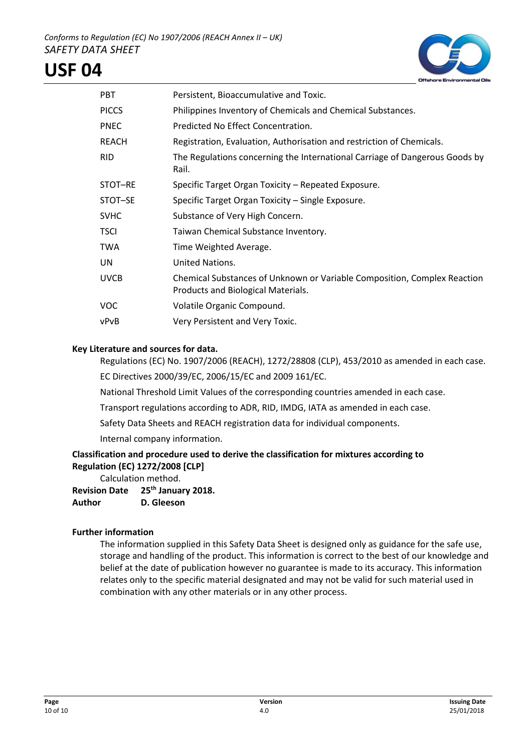| | |
|---|---|
| PBT | Persistent, Bioaccumulative and Toxic. |
| PICCS | Philippines Inventory of Chemicals and Chemical Substances. |
| PNEC | Predicted No Effect Concentration. |
| REACH | Registration, Evaluation, Authorisation and restriction of Chemicals. |
| RID | The Regulations concerning the International Carriage of Dangerous Goods by Rail. |
| STOT–RE | Specific Target Organ Toxicity – Repeated Exposure. |
| STOT–SE | Specific Target Organ Toxicity – Single Exposure. |
| SVHC | Substance of Very High Concern. |
| TSCI | Taiwan Chemical Substance Inventory. |
| TWA | Time Weighted Average. |
| UN | United Nations. |
| UVCB | Chemical Substances of Unknown or Variable Composition, Complex Reaction Products and Biological Materials. |
| VOC | Volatile Organic Compound. |
| vPvB | Very Persistent and Very Toxic. |

**Key Literature and sources for data.**

Regulations (EC) No. 1907/2006 (REACH), 1272/28808 (CLP), 453/2010 as amended in each case.

EC Directives 2000/39/EC, 2006/15/EC and 2009 161/EC.

National Threshold Limit Values of the corresponding countries amended in each case.

Transport regulations according to ADR, RID, IMDG, IATA as amended in each case.

Safety Data Sheets and REACH registration data for individual components.

Internal company information.

**Classification and procedure used to derive the classification for mixtures according to Regulation (EC) 1272/2008 [CLP]**

Calculation method.

**Revision Date** **25th January 2018.**

**Author** **D. Gleeson**

**Further information**

The information supplied in this Safety Data Sheet is designed only as guidance for the safe use, storage and handling of the product. This information is correct to the best of our knowledge and belief at the date of publication however no guarantee is made to its accuracy. This information relates only to the specific material designated and may not be valid for such material used in combination with any other materials or in any other process.